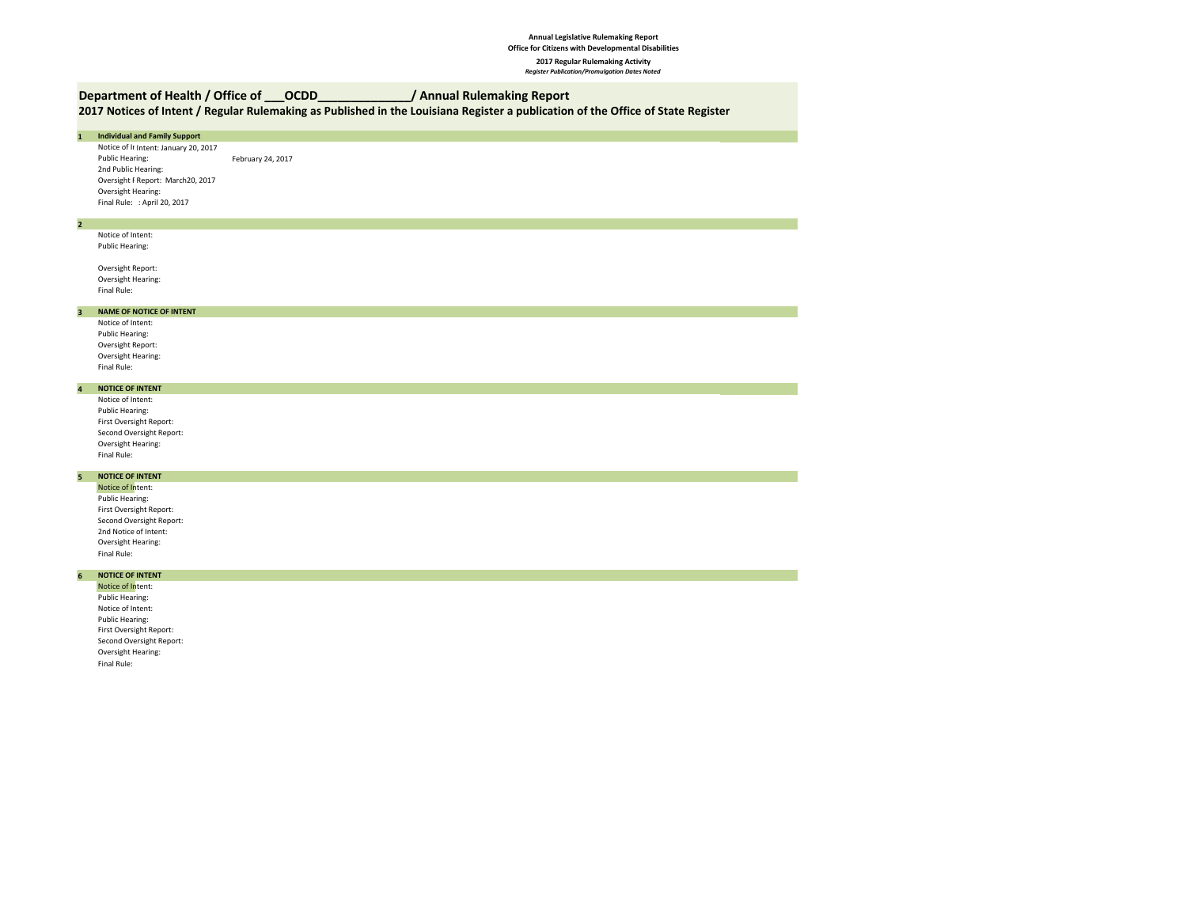**Annual Legislative Rulemaking Report**
**Office for Citizens with Developmental Disabilities**
**2017 Regular Rulemaking Activity**
***Register Publication/Promulgation Dates Noted***

## Department of Health / Office of ___OCDD______________/ Annual Rulemaking Report

### 2017 Notices of Intent / Regular Rulemaking as Published in the Louisiana Register a publication of the Office of State Register

**1 Individual and Family Support**

Notice of Ir Intent: January 20, 2017
Public Hearing: February 24, 2017
2nd Public Hearing:
Oversight F Report: March20, 2017
Oversight Hearing:
Final Rule: : April 20, 2017

**2**

Notice of Intent:
Public Hearing:

Oversight Report:
Oversight Hearing:
Final Rule:

**3 NAME OF NOTICE OF INTENT**

Notice of Intent:
Public Hearing:
Oversight Report:
Oversight Hearing:
Final Rule:

**4 NOTICE OF INTENT**

Notice of Intent:
Public Hearing:
First Oversight Report:
Second Oversight Report:
Oversight Hearing:
Final Rule:

**5 NOTICE OF INTENT**

Notice of Intent:
Public Hearing:
First Oversight Report:
Second Oversight Report:
2nd Notice of Intent:
Oversight Hearing:
Final Rule:

**6 NOTICE OF INTENT**

Notice of Intent:
Public Hearing:
Notice of Intent:
Public Hearing:
First Oversight Report:
Second Oversight Report:
Oversight Hearing:
Final Rule: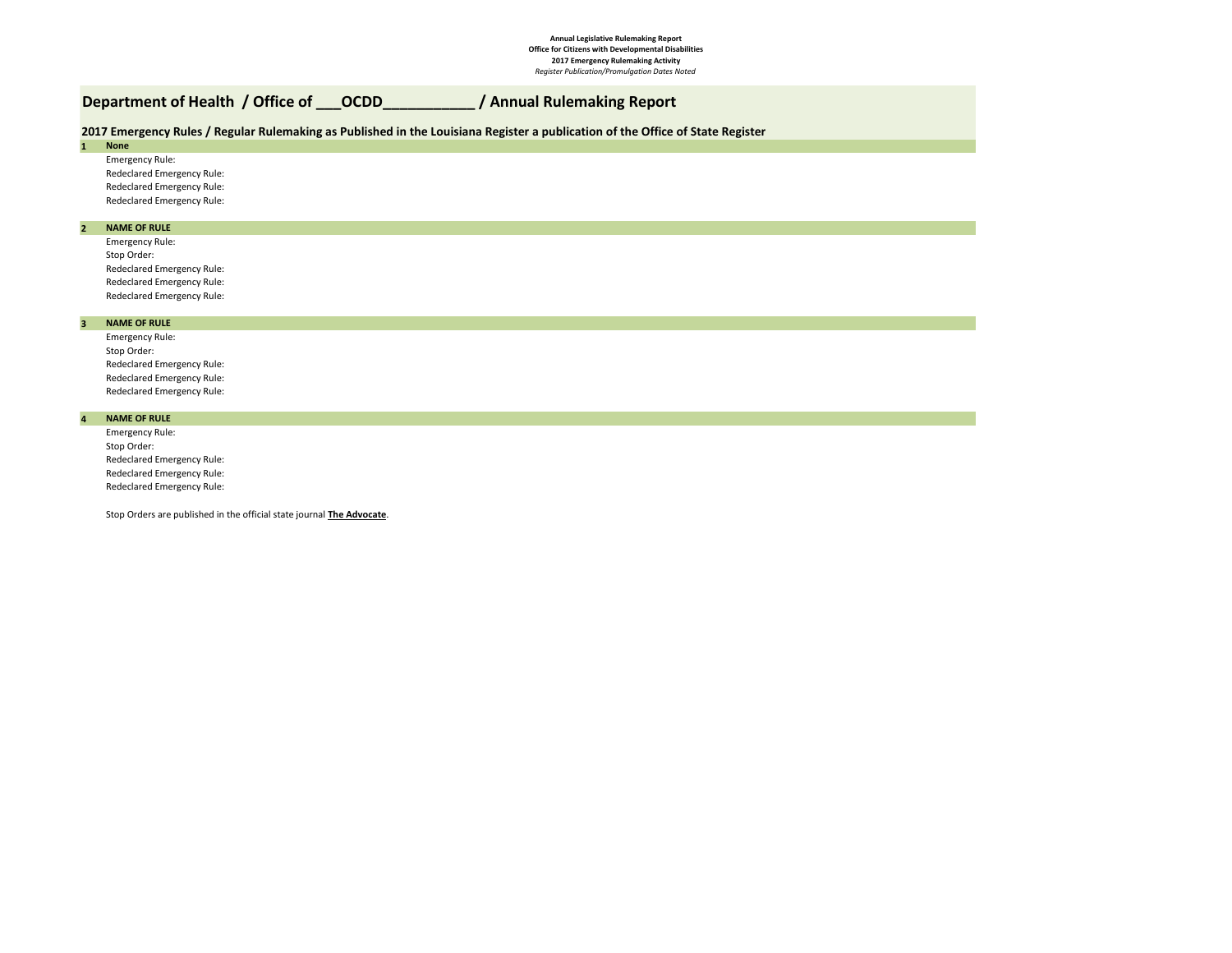**Annual Legislative Rulemaking Report**
**Office for Citizens with Developmental Disabilities**
**2017 Emergency Rulemaking Activity**
*Register Publication/Promulgation Dates Noted*

# Department of Health / Office of ___OCDD__________ / Annual Rulemaking Report

## 2017 Emergency Rules / Regular Rulemaking as Published in the Louisiana Register a publication of the Office of State Register

**1 None**

Emergency Rule:
Redeclared Emergency Rule:
Redeclared Emergency Rule:
Redeclared Emergency Rule:

**2 NAME OF RULE**

Emergency Rule:
Stop Order:
Redeclared Emergency Rule:
Redeclared Emergency Rule:
Redeclared Emergency Rule:

**3 NAME OF RULE**

Emergency Rule:
Stop Order:
Redeclared Emergency Rule:
Redeclared Emergency Rule:
Redeclared Emergency Rule:

**4 NAME OF RULE**

Emergency Rule:
Stop Order:
Redeclared Emergency Rule:
Redeclared Emergency Rule:
Redeclared Emergency Rule:

Stop Orders are published in the official state journal **The Advocate**.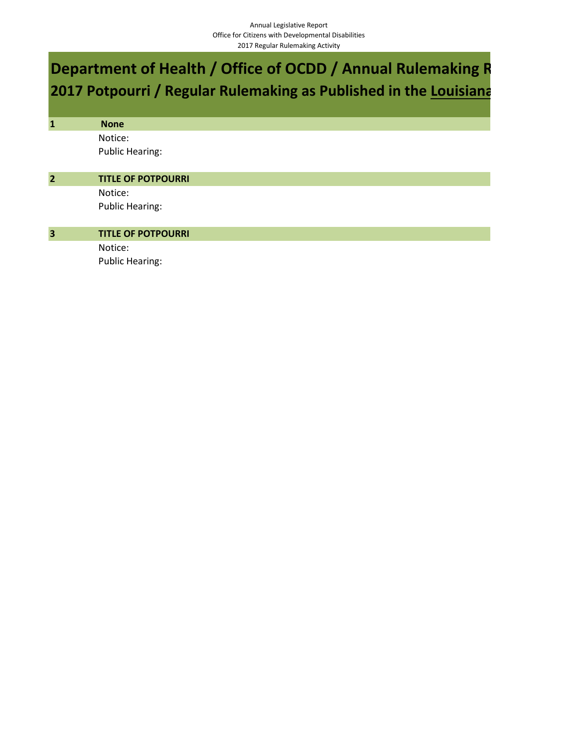Annual Legislative Report
Office for Citizens with Developmental Disabilities
2017 Regular Rulemaking Activity

# Department of Health / Office of OCDD / Annual Rulemaking R
# 2017 Potpourri / Regular Rulemaking as Published in the Louisiana

**1** **None**

Notice:

Public Hearing:

**2** **TITLE OF POTPOURRI**

Notice:

Public Hearing:

**3** **TITLE OF POTPOURRI**

Notice:

Public Hearing: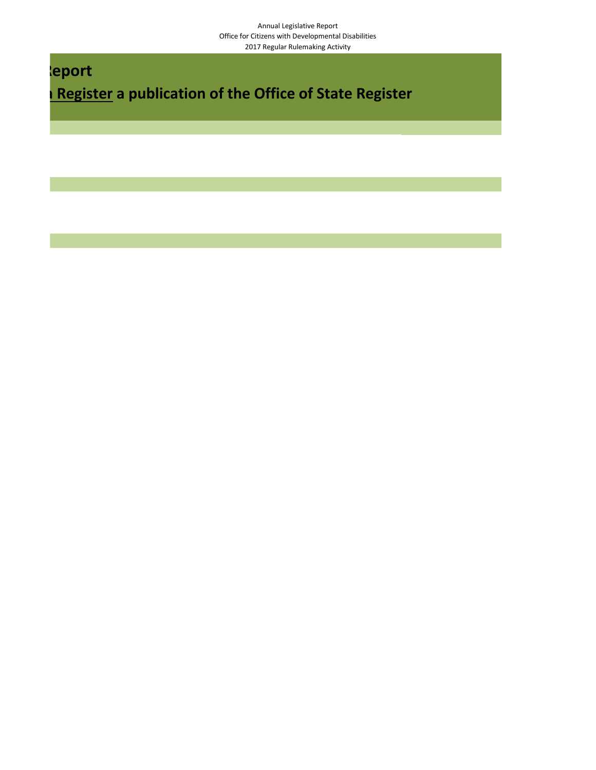# Report

## Register a publication of the Office of State Register